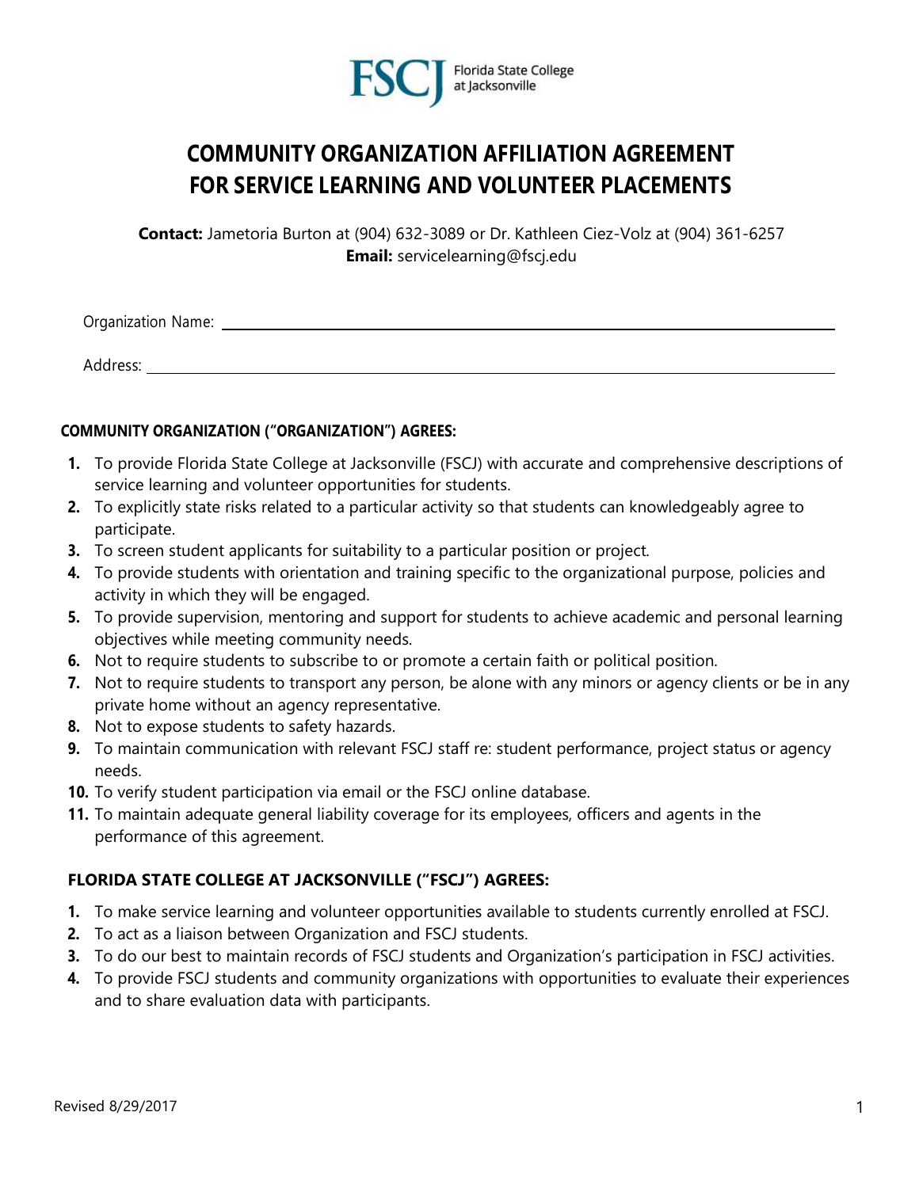FSCJ Florida State College at Jacksonville

# COMMUNITY ORGANIZATION AFFILIATION AGREEMENT FOR SERVICE LEARNING AND VOLUNTEER PLACEMENTS

**Contact:** Jametoria Burton at (904) 632-3089 or Dr. Kathleen Ciez-Volz at (904) 361-6257
**Email:** servicelearning@fscj.edu

Organization Name: ______________________________________________

Address: ______________________________________________

### COMMUNITY ORGANIZATION ("ORGANIZATION") AGREES:

1. To provide Florida State College at Jacksonville (FSCJ) with accurate and comprehensive descriptions of service learning and volunteer opportunities for students.
2. To explicitly state risks related to a particular activity so that students can knowledgeably agree to participate.
3. To screen student applicants for suitability to a particular position or project.
4. To provide students with orientation and training specific to the organizational purpose, policies and activity in which they will be engaged.
5. To provide supervision, mentoring and support for students to achieve academic and personal learning objectives while meeting community needs.
6. Not to require students to subscribe to or promote a certain faith or political position.
7. Not to require students to transport any person, be alone with any minors or agency clients or be in any private home without an agency representative.
8. Not to expose students to safety hazards.
9. To maintain communication with relevant FSCJ staff re: student performance, project status or agency needs.
10. To verify student participation via email or the FSCJ online database.
11. To maintain adequate general liability coverage for its employees, officers and agents in the performance of this agreement.

### FLORIDA STATE COLLEGE AT JACKSONVILLE ("FSCJ") AGREES:

1. To make service learning and volunteer opportunities available to students currently enrolled at FSCJ.
2. To act as a liaison between Organization and FSCJ students.
3. To do our best to maintain records of FSCJ students and Organization's participation in FSCJ activities.
4. To provide FSCJ students and community organizations with opportunities to evaluate their experiences and to share evaluation data with participants.

Revised 8/29/2017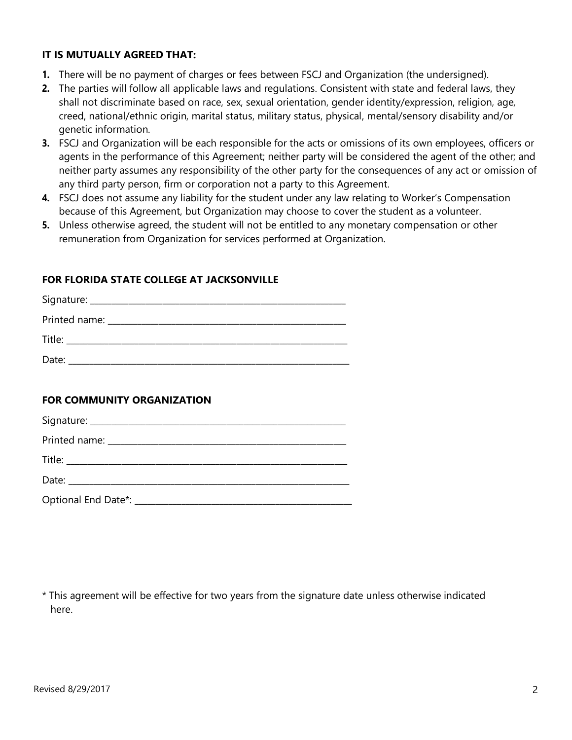**IT IS MUTUALLY AGREED THAT:**

1. There will be no payment of charges or fees between FSCJ and Organization (the undersigned).
2. The parties will follow all applicable laws and regulations. Consistent with state and federal laws, they shall not discriminate based on race, sex, sexual orientation, gender identity/expression, religion, age, creed, national/ethnic origin, marital status, military status, physical, mental/sensory disability and/or genetic information.
3. FSCJ and Organization will be each responsible for the acts or omissions of its own employees, officers or agents in the performance of this Agreement; neither party will be considered the agent of the other; and neither party assumes any responsibility of the other party for the consequences of any act or omission of any third party person, firm or corporation not a party to this Agreement.
4. FSCJ does not assume any liability for the student under any law relating to Worker's Compensation because of this Agreement, but Organization may choose to cover the student as a volunteer.
5. Unless otherwise agreed, the student will not be entitled to any monetary compensation or other remuneration from Organization for services performed at Organization.

**FOR FLORIDA STATE COLLEGE AT JACKSONVILLE**

Signature: ____________________________________________

Printed name: ____________________________________________

Title: ____________________________________________

Date: ____________________________________________

**FOR COMMUNITY ORGANIZATION**

Signature: ____________________________________________

Printed name: ____________________________________________

Title: ____________________________________________

Date: ____________________________________________

Optional End Date*: ____________________________________________

* This agreement will be effective for two years from the signature date unless otherwise indicated here.

Revised 8/29/2017